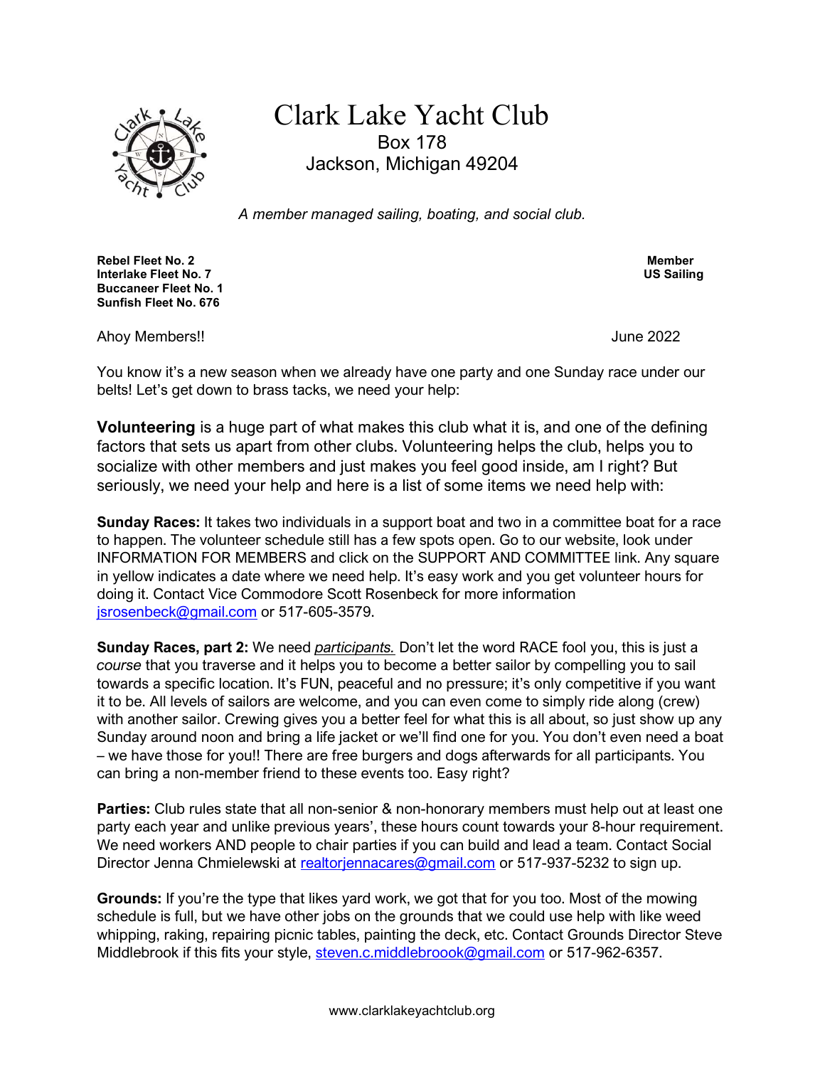# Clark Lake Yacht Club

Box 178
Jackson, Michigan 49204

*A member managed sailing, boating, and social club.*

**Rebel Fleet No. 2**
**Interlake Fleet No. 7**
**Buccaneer Fleet No. 1**
**Sunfish Fleet No. 676**

**Member**
**US Sailing**

Ahoy Members!!

June 2022

You know it's a new season when we already have one party and one Sunday race under our belts! Let's get down to brass tacks, we need your help:

**Volunteering** is a huge part of what makes this club what it is, and one of the defining factors that sets us apart from other clubs. Volunteering helps the club, helps you to socialize with other members and just makes you feel good inside, am I right? But seriously, we need your help and here is a list of some items we need help with:

**Sunday Races:** It takes two individuals in a support boat and two in a committee boat for a race to happen. The volunteer schedule still has a few spots open. Go to our website, look under INFORMATION FOR MEMBERS and click on the SUPPORT AND COMMITTEE link. Any square in yellow indicates a date where we need help. It's easy work and you get volunteer hours for doing it. Contact Vice Commodore Scott Rosenbeck for more information jsrosenbeck@gmail.com or 517-605-3579.

**Sunday Races, part 2:** We need ***participants.*** Don't let the word RACE fool you, this is just a *course* that you traverse and it helps you to become a better sailor by compelling you to sail towards a specific location. It's FUN, peaceful and no pressure; it's only competitive if you want it to be. All levels of sailors are welcome, and you can even come to simply ride along (crew) with another sailor. Crewing gives you a better feel for what this is all about, so just show up any Sunday around noon and bring a life jacket or we'll find one for you. You don't even need a boat – we have those for you!! There are free burgers and dogs afterwards for all participants. You can bring a non-member friend to these events too. Easy right?

**Parties:** Club rules state that all non-senior & non-honorary members must help out at least one party each year and unlike previous years', these hours count towards your 8-hour requirement. We need workers AND people to chair parties if you can build and lead a team. Contact Social Director Jenna Chmielewski at realtorjennacares@gmail.com or 517-937-5232 to sign up.

**Grounds:** If you're the type that likes yard work, we got that for you too. Most of the mowing schedule is full, but we have other jobs on the grounds that we could use help with like weed whipping, raking, repairing picnic tables, painting the deck, etc. Contact Grounds Director Steve Middlebrook if this fits your style, steven.c.middlebroook@gmail.com or 517-962-6357.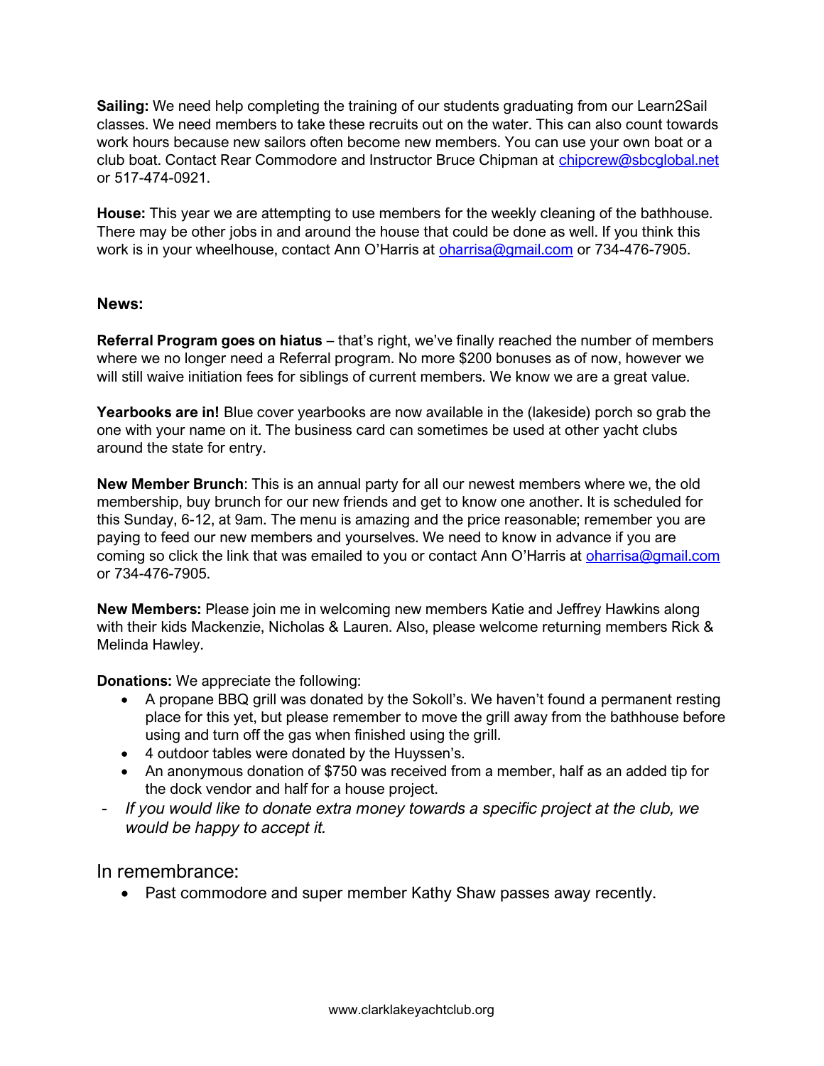**Sailing:** We need help completing the training of our students graduating from our Learn2Sail classes. We need members to take these recruits out on the water. This can also count towards work hours because new sailors often become new members. You can use your own boat or a club boat. Contact Rear Commodore and Instructor Bruce Chipman at chipcrew@sbcglobal.net or 517-474-0921.

**House:** This year we are attempting to use members for the weekly cleaning of the bathhouse. There may be other jobs in and around the house that could be done as well. If you think this work is in your wheelhouse, contact Ann O'Harris at oharrisa@gmail.com or 734-476-7905.

**News:**

**Referral Program goes on hiatus** – that's right, we've finally reached the number of members where we no longer need a Referral program. No more $200 bonuses as of now, however we will still waive initiation fees for siblings of current members. We know we are a great value.

**Yearbooks are in!** Blue cover yearbooks are now available in the (lakeside) porch so grab the one with your name on it. The business card can sometimes be used at other yacht clubs around the state for entry.

**New Member Brunch**: This is an annual party for all our newest members where we, the old membership, buy brunch for our new friends and get to know one another. It is scheduled for this Sunday, 6-12, at 9am. The menu is amazing and the price reasonable; remember you are paying to feed our new members and yourselves. We need to know in advance if you are coming so click the link that was emailed to you or contact Ann O'Harris at oharrisa@gmail.com or 734-476-7905.

**New Members:** Please join me in welcoming new members Katie and Jeffrey Hawkins along with their kids Mackenzie, Nicholas & Lauren. Also, please welcome returning members Rick & Melinda Hawley.

**Donations:** We appreciate the following:

- A propane BBQ grill was donated by the Sokoll's. We haven't found a permanent resting place for this yet, but please remember to move the grill away from the bathhouse before using and turn off the gas when finished using the grill.
- 4 outdoor tables were donated by the Huyssen's.
- An anonymous donation of $750 was received from a member, half as an added tip for the dock vendor and half for a house project.

- *If you would like to donate extra money towards a specific project at the club, we would be happy to accept it.*

## In remembrance:

- Past commodore and super member Kathy Shaw passes away recently.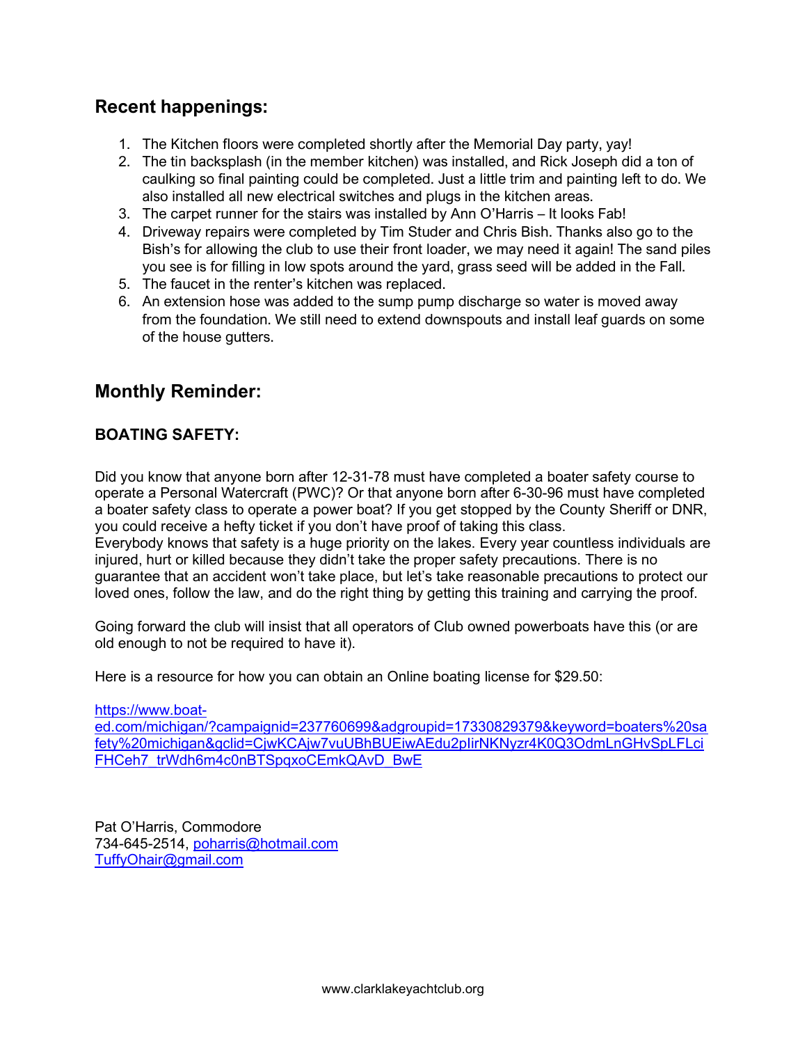## Recent happenings:

1. The Kitchen floors were completed shortly after the Memorial Day party, yay!
2. The tin backsplash (in the member kitchen) was installed, and Rick Joseph did a ton of caulking so final painting could be completed. Just a little trim and painting left to do. We also installed all new electrical switches and plugs in the kitchen areas.
3. The carpet runner for the stairs was installed by Ann O'Harris – It looks Fab!
4. Driveway repairs were completed by Tim Studer and Chris Bish. Thanks also go to the Bish's for allowing the club to use their front loader, we may need it again! The sand piles you see is for filling in low spots around the yard, grass seed will be added in the Fall.
5. The faucet in the renter's kitchen was replaced.
6. An extension hose was added to the sump pump discharge so water is moved away from the foundation. We still need to extend downspouts and install leaf guards on some of the house gutters.

## Monthly Reminder:

### BOATING SAFETY:

Did you know that anyone born after 12-31-78 must have completed a boater safety course to operate a Personal Watercraft (PWC)? Or that anyone born after 6-30-96 must have completed a boater safety class to operate a power boat? If you get stopped by the County Sheriff or DNR, you could receive a hefty ticket if you don't have proof of taking this class.
Everybody knows that safety is a huge priority on the lakes. Every year countless individuals are injured, hurt or killed because they didn't take the proper safety precautions. There is no guarantee that an accident won't take place, but let's take reasonable precautions to protect our loved ones, follow the law, and do the right thing by getting this training and carrying the proof.

Going forward the club will insist that all operators of Club owned powerboats have this (or are old enough to not be required to have it).

Here is a resource for how you can obtain an Online boating license for $29.50:

https://www.boat-ed.com/michigan/?campaignid=237760699&adgroupid=17330829379&keyword=boaters%20safety%20michigan&gclid=CjwKCAjw7vuUBhBUEiwAEdu2pIirNKNyzr4K0Q3OdmLnGHvSpLFLciFHCeh7_trWdh6m4c0nBTSpqxoCEmkQAvD_BwE

Pat O'Harris, Commodore
734-645-2514, poharris@hotmail.com
TuffyOhair@gmail.com